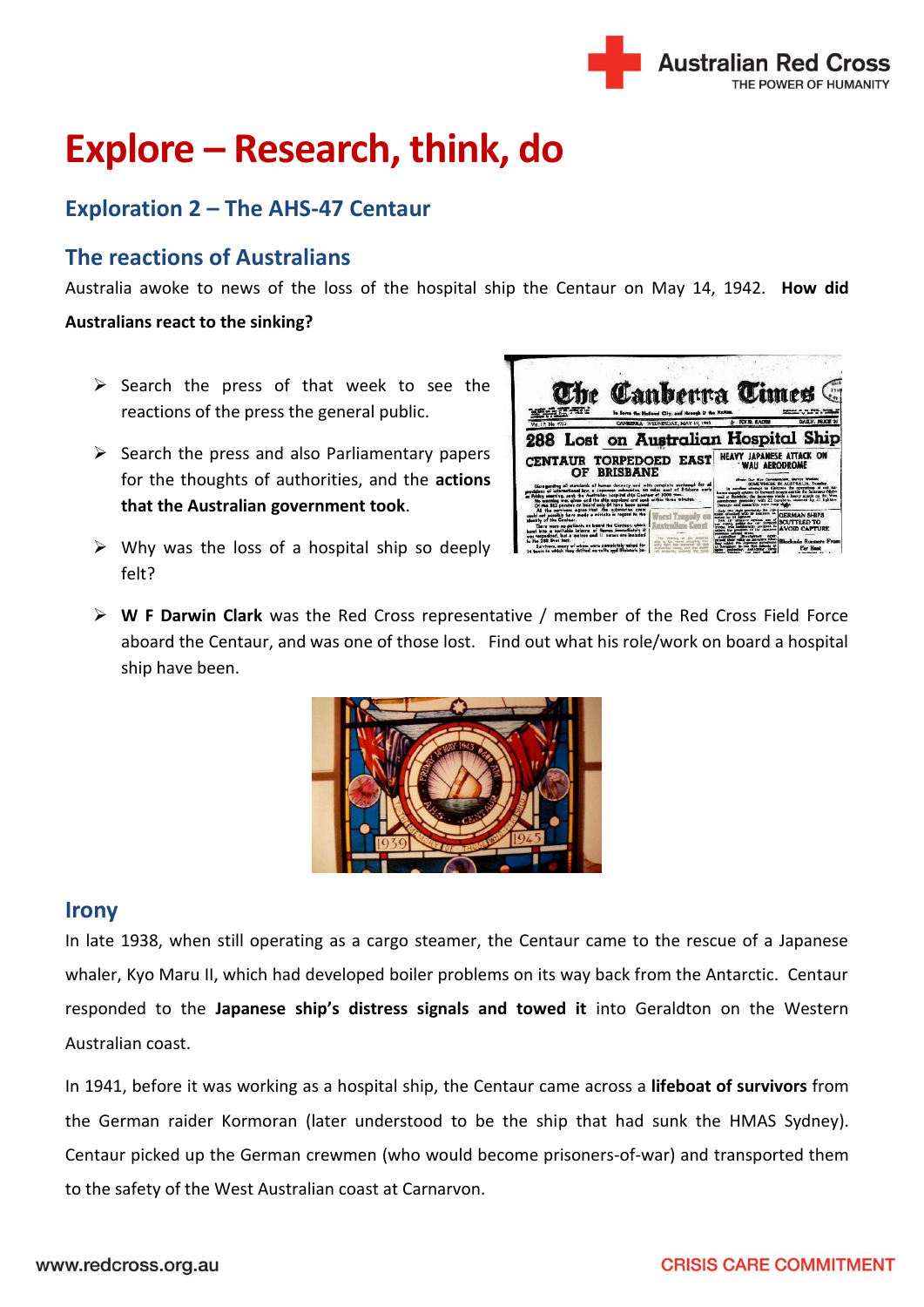# Explore – Research, think, do

## Exploration 2 – The AHS-47 Centaur

## The reactions of Australians

Australia awoke to news of the loss of the hospital ship the Centaur on May 14, 1942. **How did Australians react to the sinking?**

- Search the press of that week to see the reactions of the press the general public.
- Search the press and also Parliamentary papers for the thoughts of authorities, and the **actions that the Australian government took**.
- Why was the loss of a hospital ship so deeply felt?
- **W F Darwin Clark** was the Red Cross representative / member of the Red Cross Field Force aboard the Centaur, and was one of those lost. Find out what his role/work on board a hospital ship have been.

## Irony

In late 1938, when still operating as a cargo steamer, the Centaur came to the rescue of a Japanese whaler, Kyo Maru II, which had developed boiler problems on its way back from the Antarctic. Centaur responded to the **Japanese ship's distress signals and towed it** into Geraldton on the Western Australian coast.

In 1941, before it was working as a hospital ship, the Centaur came across a **lifeboat of survivors** from the German raider Kormoran (later understood to be the ship that had sunk the HMAS Sydney). Centaur picked up the German crewmen (who would become prisoners-of-war) and transported them to the safety of the West Australian coast at Carnarvon.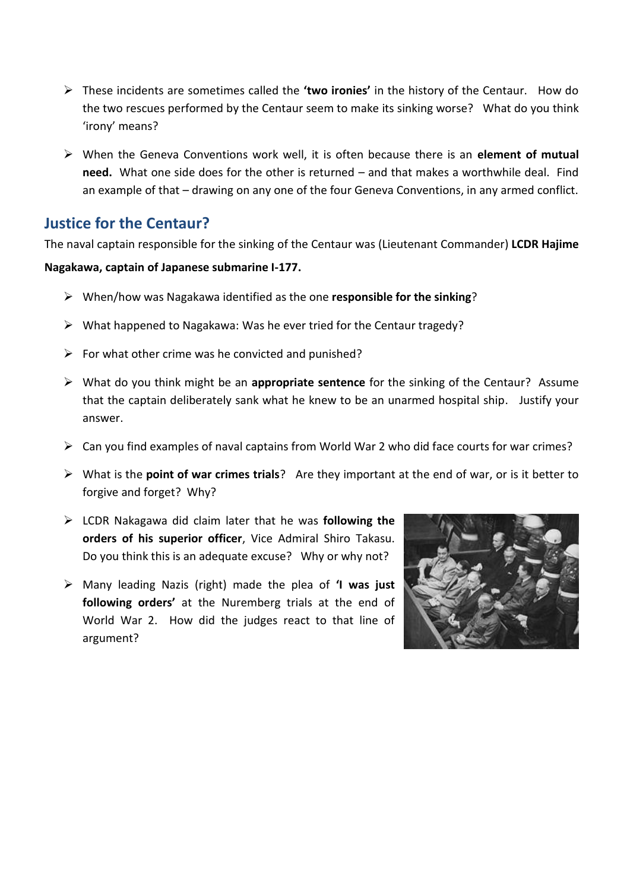- These incidents are sometimes called the **'two ironies'** in the history of the Centaur. How do the two rescues performed by the Centaur seem to make its sinking worse? What do you think 'irony' means?

- When the Geneva Conventions work well, it is often because there is an **element of mutual need.** What one side does for the other is returned – and that makes a worthwhile deal. Find an example of that – drawing on any one of the four Geneva Conventions, in any armed conflict.

## Justice for the Centaur?

The naval captain responsible for the sinking of the Centaur was (Lieutenant Commander) **LCDR Hajime Nagakawa, captain of Japanese submarine I-177.**

- When/how was Nagakawa identified as the one **responsible for the sinking**?

- What happened to Nagakawa: Was he ever tried for the Centaur tragedy?

- For what other crime was he convicted and punished?

- What do you think might be an **appropriate sentence** for the sinking of the Centaur? Assume that the captain deliberately sank what he knew to be an unarmed hospital ship. Justify your answer.

- Can you find examples of naval captains from World War 2 who did face courts for war crimes?

- What is the **point of war crimes trials**? Are they important at the end of war, or is it better to forgive and forget? Why?

- LCDR Nakagawa did claim later that he was **following the orders of his superior officer**, Vice Admiral Shiro Takasu. Do you think this is an adequate excuse? Why or why not?

- Many leading Nazis (right) made the plea of **'I was just following orders'** at the Nuremberg trials at the end of World War 2. How did the judges react to that line of argument?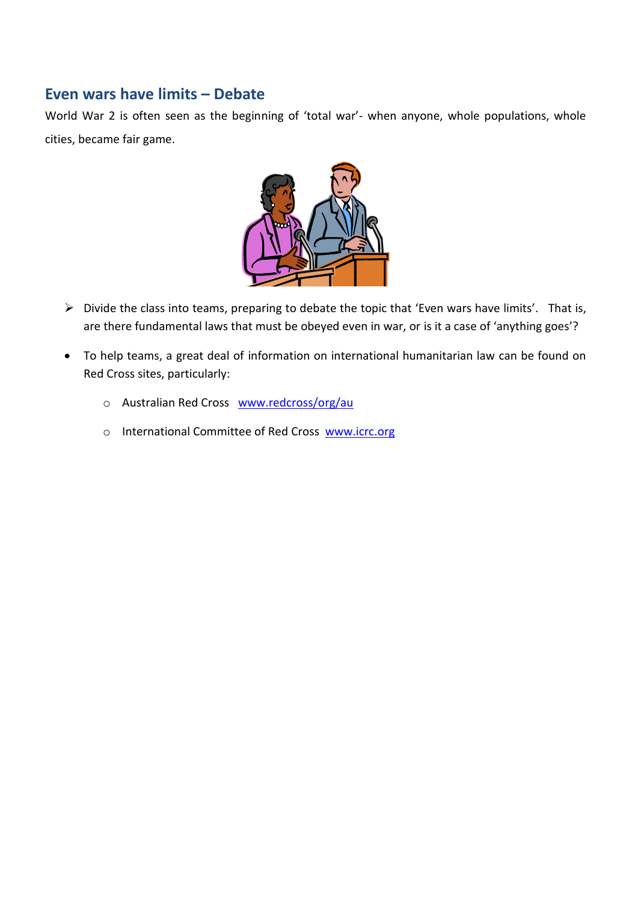## Even wars have limits – Debate

World War 2 is often seen as the beginning of 'total war'- when anyone, whole populations, whole cities, became fair game.

- Divide the class into teams, preparing to debate the topic that 'Even wars have limits'. That is, are there fundamental laws that must be obeyed even in war, or is it a case of 'anything goes'?

- To help teams, a great deal of information on international humanitarian law can be found on Red Cross sites, particularly:
  - Australian Red Cross [www.redcross/org/au](www.redcross/org/au)
  - International Committee of Red Cross [www.icrc.org](www.icrc.org)